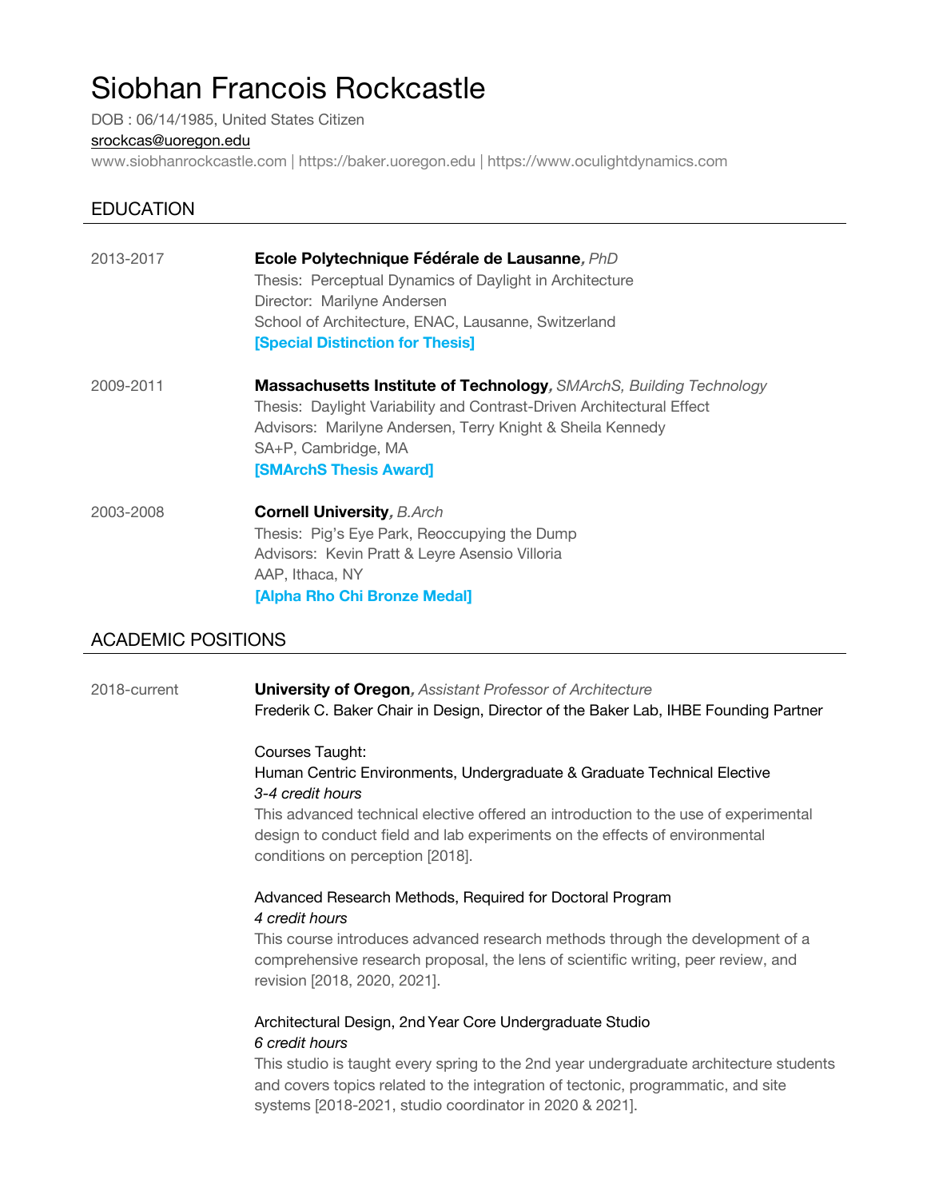# Siobhan Francois Rockcastle

DOB : 06/14/1985, United States Citizen

srockcas@uoregon.edu

www.siobhanrockcastle.com | https://baker.uoregon.edu | https://www.oculightdynamics.com

## EDUCATION

2013-2017

**Ecole Polytechnique Fédérale de Lausanne***, PhD*
Thesis: Perceptual Dynamics of Daylight in Architecture
Director: Marilyne Andersen
School of Architecture, ENAC, Lausanne, Switzerland
**[Special Distinction for Thesis]**

2009-2011

**Massachusetts Institute of Technology***, SMArchS, Building Technology*
Thesis: Daylight Variability and Contrast-Driven Architectural Effect
Advisors: Marilyne Andersen, Terry Knight & Sheila Kennedy
SA+P, Cambridge, MA
**[SMArchS Thesis Award]**

2003-2008

**Cornell University***, B.Arch*
Thesis: Pig's Eye Park, Reoccupying the Dump
Advisors: Kevin Pratt & Leyre Asensio Villoria
AAP, Ithaca, NY
**[Alpha Rho Chi Bronze Medal]**

## ACADEMIC POSITIONS

2018-current

**University of Oregon***, Assistant Professor of Architecture*
Frederik C. Baker Chair in Design, Director of the Baker Lab, IHBE Founding Partner

Courses Taught:

Human Centric Environments, Undergraduate & Graduate Technical Elective
*3-4 credit hours*
This advanced technical elective offered an introduction to the use of experimental design to conduct field and lab experiments on the effects of environmental conditions on perception [2018].

Advanced Research Methods, Required for Doctoral Program
*4 credit hours*
This course introduces advanced research methods through the development of a comprehensive research proposal, the lens of scientific writing, peer review, and revision [2018, 2020, 2021].

Architectural Design, 2nd Year Core Undergraduate Studio
*6 credit hours*
This studio is taught every spring to the 2nd year undergraduate architecture students and covers topics related to the integration of tectonic, programmatic, and site systems [2018-2021, studio coordinator in 2020 & 2021].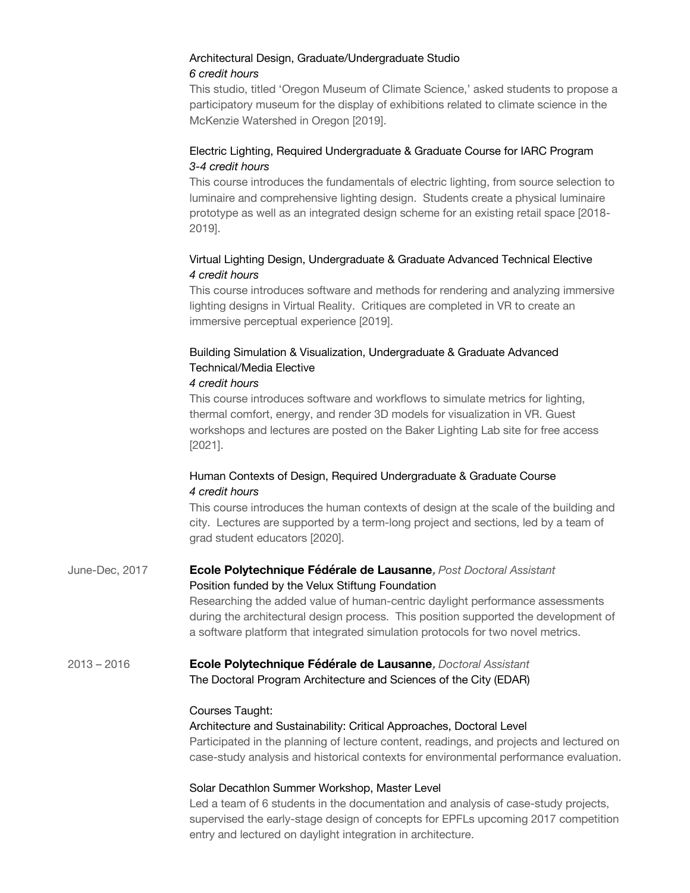Architectural Design, Graduate/Undergraduate Studio
*6 credit hours*
This studio, titled 'Oregon Museum of Climate Science,' asked students to propose a participatory museum for the display of exhibitions related to climate science in the McKenzie Watershed in Oregon [2019].

Electric Lighting, Required Undergraduate & Graduate Course for IARC Program
*3-4 credit hours*
This course introduces the fundamentals of electric lighting, from source selection to luminaire and comprehensive lighting design. Students create a physical luminaire prototype as well as an integrated design scheme for an existing retail space [2018-2019].

Virtual Lighting Design, Undergraduate & Graduate Advanced Technical Elective
*4 credit hours*
This course introduces software and methods for rendering and analyzing immersive lighting designs in Virtual Reality. Critiques are completed in VR to create an immersive perceptual experience [2019].

Building Simulation & Visualization, Undergraduate & Graduate Advanced Technical/Media Elective
*4 credit hours*
This course introduces software and workflows to simulate metrics for lighting, thermal comfort, energy, and render 3D models for visualization in VR. Guest workshops and lectures are posted on the Baker Lighting Lab site for free access [2021].

Human Contexts of Design, Required Undergraduate & Graduate Course
*4 credit hours*
This course introduces the human contexts of design at the scale of the building and city. Lectures are supported by a term-long project and sections, led by a team of grad student educators [2020].

June-Dec, 2017 **Ecole Polytechnique Fédérale de Lausanne***, Post Doctoral Assistant*
Position funded by the Velux Stiftung Foundation
Researching the added value of human-centric daylight performance assessments during the architectural design process. This position supported the development of a software platform that integrated simulation protocols for two novel metrics.

2013 – 2016 **Ecole Polytechnique Fédérale de Lausanne***, Doctoral Assistant*
The Doctoral Program Architecture and Sciences of the City (EDAR)

Courses Taught:
Architecture and Sustainability: Critical Approaches, Doctoral Level
Participated in the planning of lecture content, readings, and projects and lectured on case-study analysis and historical contexts for environmental performance evaluation.

Solar Decathlon Summer Workshop, Master Level
Led a team of 6 students in the documentation and analysis of case-study projects, supervised the early-stage design of concepts for EPFLs upcoming 2017 competition entry and lectured on daylight integration in architecture.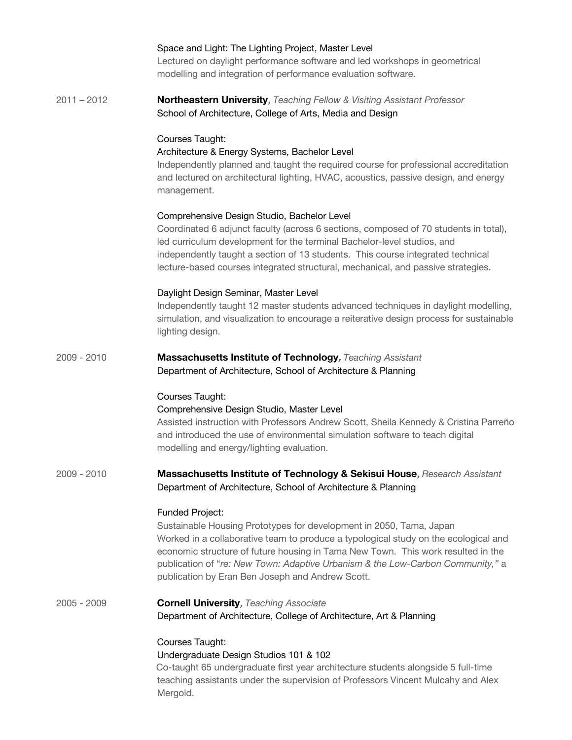Space and Light: The Lighting Project, Master Level
Lectured on daylight performance software and led workshops in geometrical modelling and integration of performance evaluation software.

2011 – 2012 **Northeastern University**, *Teaching Fellow & Visiting Assistant Professor*
School of Architecture, College of Arts, Media and Design

Courses Taught:
Architecture & Energy Systems, Bachelor Level
Independently planned and taught the required course for professional accreditation and lectured on architectural lighting, HVAC, acoustics, passive design, and energy management.

Comprehensive Design Studio, Bachelor Level
Coordinated 6 adjunct faculty (across 6 sections, composed of 70 students in total), led curriculum development for the terminal Bachelor-level studios, and independently taught a section of 13 students. This course integrated technical lecture-based courses integrated structural, mechanical, and passive strategies.

Daylight Design Seminar, Master Level
Independently taught 12 master students advanced techniques in daylight modelling, simulation, and visualization to encourage a reiterative design process for sustainable lighting design.

2009 - 2010 **Massachusetts Institute of Technology**, *Teaching Assistant*
Department of Architecture, School of Architecture & Planning

Courses Taught:
Comprehensive Design Studio, Master Level
Assisted instruction with Professors Andrew Scott, Sheila Kennedy & Cristina Parreño and introduced the use of environmental simulation software to teach digital modelling and energy/lighting evaluation.

2009 - 2010 **Massachusetts Institute of Technology & Sekisui House**, *Research Assistant*
Department of Architecture, School of Architecture & Planning

Funded Project:
Sustainable Housing Prototypes for development in 2050, Tama, Japan
Worked in a collaborative team to produce a typological study on the ecological and economic structure of future housing in Tama New Town. This work resulted in the publication of "*re: New Town: Adaptive Urbanism & the Low-Carbon Community,"* a publication by Eran Ben Joseph and Andrew Scott.

2005 - 2009 **Cornell University**, *Teaching Associate*
Department of Architecture, College of Architecture, Art & Planning

Courses Taught:
Undergraduate Design Studios 101 & 102
Co-taught 65 undergraduate first year architecture students alongside 5 full-time teaching assistants under the supervision of Professors Vincent Mulcahy and Alex Mergold.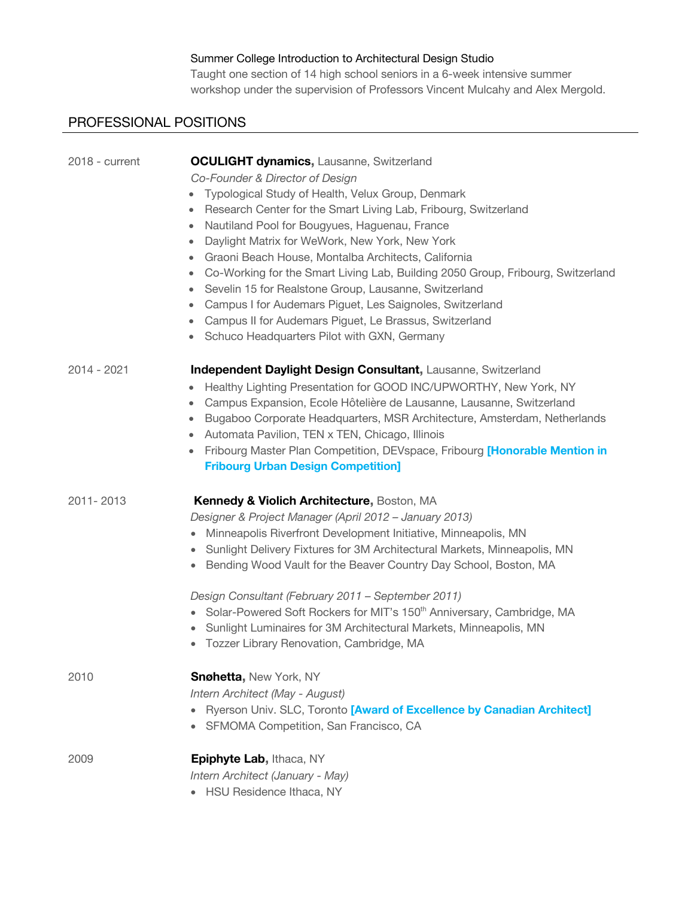Summer College Introduction to Architectural Design Studio
Taught one section of 14 high school seniors in a 6-week intensive summer workshop under the supervision of Professors Vincent Mulcahy and Alex Mergold.

## PROFESSIONAL POSITIONS

2018 - current **OCULIGHT dynamics,** Lausanne, Switzerland
*Co-Founder & Director of Design*

- Typological Study of Health, Velux Group, Denmark
- Research Center for the Smart Living Lab, Fribourg, Switzerland
- Nautiland Pool for Bougyues, Haguenau, France
- Daylight Matrix for WeWork, New York, New York
- Graoni Beach House, Montalba Architects, California
- Co-Working for the Smart Living Lab, Building 2050 Group, Fribourg, Switzerland
- Sevelin 15 for Realstone Group, Lausanne, Switzerland
- Campus I for Audemars Piguet, Les Saignoles, Switzerland
- Campus II for Audemars Piguet, Le Brassus, Switzerland
- Schuco Headquarters Pilot with GXN, Germany

2014 - 2021 **Independent Daylight Design Consultant,** Lausanne, Switzerland

- Healthy Lighting Presentation for GOOD INC/UPWORTHY, New York, NY
- Campus Expansion, Ecole Hôtelière de Lausanne, Lausanne, Switzerland
- Bugaboo Corporate Headquarters, MSR Architecture, Amsterdam, Netherlands
- Automata Pavilion, TEN x TEN, Chicago, Illinois
- Fribourg Master Plan Competition, DEVspace, Fribourg **[Honorable Mention in Fribourg Urban Design Competition]**

2011- 2013 **Kennedy & Violich Architecture,** Boston, MA
*Designer & Project Manager (April 2012 – January 2013)*

- Minneapolis Riverfront Development Initiative, Minneapolis, MN
- Sunlight Delivery Fixtures for 3M Architectural Markets, Minneapolis, MN
- Bending Wood Vault for the Beaver Country Day School, Boston, MA

*Design Consultant (February 2011 – September 2011)*

- Solar-Powered Soft Rockers for MIT's 150th Anniversary, Cambridge, MA
- Sunlight Luminaires for 3M Architectural Markets, Minneapolis, MN
- Tozzer Library Renovation, Cambridge, MA

2010 **Snøhetta,** New York, NY
*Intern Architect (May - August)*

- Ryerson Univ. SLC, Toronto **[Award of Excellence by Canadian Architect]**
- SFMOMA Competition, San Francisco, CA

2009 **Epiphyte Lab,** Ithaca, NY
*Intern Architect (January - May)*

- HSU Residence Ithaca, NY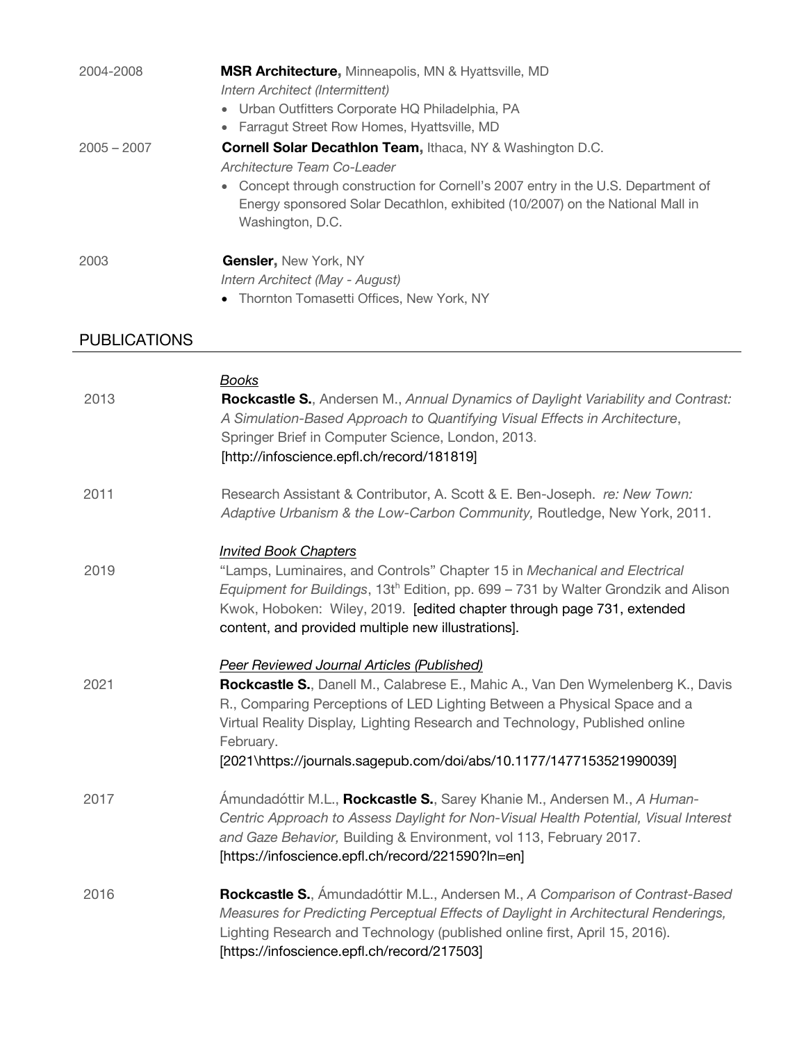2004-2008 **MSR Architecture,** Minneapolis, MN & Hyattsville, MD
*Intern Architect (Intermittent)*

- Urban Outfitters Corporate HQ Philadelphia, PA
- Farragut Street Row Homes, Hyattsville, MD

2005 – 2007 **Cornell Solar Decathlon Team,** Ithaca, NY & Washington D.C.
*Architecture Team Co-Leader*

- Concept through construction for Cornell's 2007 entry in the U.S. Department of Energy sponsored Solar Decathlon, exhibited (10/2007) on the National Mall in Washington, D.C.

2003 **Gensler,** New York, NY
*Intern Architect (May - August)*

- Thornton Tomasetti Offices, New York, NY

## PUBLICATIONS

***Books***

2013 **Rockcastle S.**, Andersen M., *Annual Dynamics of Daylight Variability and Contrast: A Simulation-Based Approach to Quantifying Visual Effects in Architecture*, Springer Brief in Computer Science, London, 2013. [http://infoscience.epfl.ch/record/181819]

2011 Research Assistant & Contributor, A. Scott & E. Ben-Joseph. *re: New Town: Adaptive Urbanism & the Low-Carbon Community,* Routledge, New York, 2011.

***Invited Book Chapters***

2019 "Lamps, Luminaires, and Controls" Chapter 15 in *Mechanical and Electrical Equipment for Buildings*, 13th Edition, pp. 699 – 731 by Walter Grondzik and Alison Kwok, Hoboken: Wiley, 2019. [edited chapter through page 731, extended content, and provided multiple new illustrations].

***Peer Reviewed Journal Articles (Published)***

2021 **Rockcastle S.**, Danell M., Calabrese E., Mahic A., Van Den Wymelenberg K., Davis R., Comparing Perceptions of LED Lighting Between a Physical Space and a Virtual Reality Display*,* Lighting Research and Technology, Published online February. [2021\https://journals.sagepub.com/doi/abs/10.1177/1477153521990039]

2017 Ámundadóttir M.L., **Rockcastle S.**, Sarey Khanie M., Andersen M., *A Human-Centric Approach to Assess Daylight for Non-Visual Health Potential, Visual Interest and Gaze Behavior,* Building & Environment, vol 113, February 2017. [https://infoscience.epfl.ch/record/221590?ln=en]

2016 **Rockcastle S.**, Ámundadóttir M.L., Andersen M., *A Comparison of Contrast-Based Measures for Predicting Perceptual Effects of Daylight in Architectural Renderings,* Lighting Research and Technology (published online first, April 15, 2016). [https://infoscience.epfl.ch/record/217503]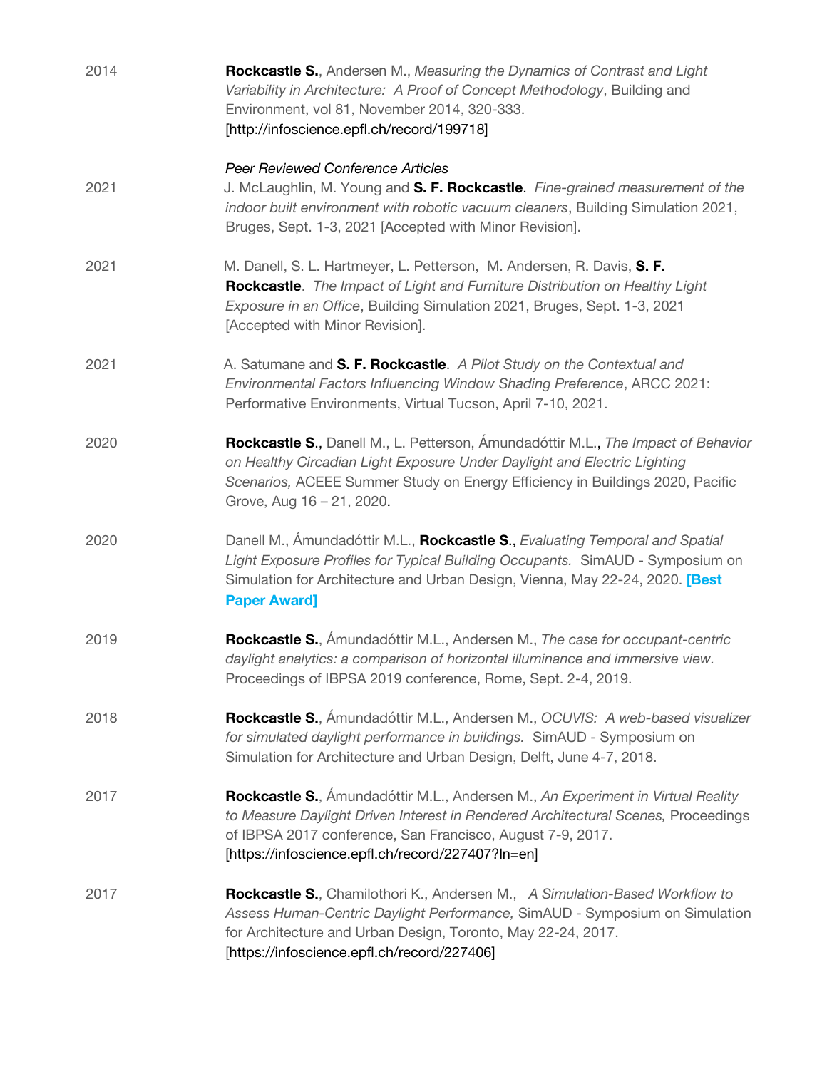2014 **Rockcastle S.**, Andersen M., *Measuring the Dynamics of Contrast and Light Variability in Architecture: A Proof of Concept Methodology*, Building and Environment, vol 81, November 2014, 320-333. [http://infoscience.epfl.ch/record/199718]

<u>*Peer Reviewed Conference Articles*</u>

2021 J. McLaughlin, M. Young and **S. F. Rockcastle**. *Fine-grained measurement of the indoor built environment with robotic vacuum cleaners*, Building Simulation 2021, Bruges, Sept. 1-3, 2021 [Accepted with Minor Revision].

2021 M. Danell, S. L. Hartmeyer, L. Petterson, M. Andersen, R. Davis, **S. F. Rockcastle**. *The Impact of Light and Furniture Distribution on Healthy Light Exposure in an Office*, Building Simulation 2021, Bruges, Sept. 1-3, 2021 [Accepted with Minor Revision].

2021 A. Satumane and **S. F. Rockcastle**. *A Pilot Study on the Contextual and Environmental Factors Influencing Window Shading Preference*, ARCC 2021: Performative Environments, Virtual Tucson, April 7-10, 2021.

2020 **Rockcastle S.**, Danell M., L. Petterson, Ámundadóttir M.L., *The Impact of Behavior on Healthy Circadian Light Exposure Under Daylight and Electric Lighting Scenarios,* ACEEE Summer Study on Energy Efficiency in Buildings 2020, Pacific Grove, Aug 16 – 21, 2020.

2020 Danell M., Ámundadóttir M.L., **Rockcastle S.**, *Evaluating Temporal and Spatial Light Exposure Profiles for Typical Building Occupants.* SimAUD - Symposium on Simulation for Architecture and Urban Design, Vienna, May 22-24, 2020. **[Best Paper Award]**

2019 **Rockcastle S.**, Ámundadóttir M.L., Andersen M., *The case for occupant-centric daylight analytics: a comparison of horizontal illuminance and immersive view*. Proceedings of IBPSA 2019 conference, Rome, Sept. 2-4, 2019.

2018 **Rockcastle S.**, Ámundadóttir M.L., Andersen M., *OCUVIS: A web-based visualizer for simulated daylight performance in buildings.* SimAUD - Symposium on Simulation for Architecture and Urban Design, Delft, June 4-7, 2018.

2017 **Rockcastle S.**, Ámundadóttir M.L., Andersen M., *An Experiment in Virtual Reality to Measure Daylight Driven Interest in Rendered Architectural Scenes,* Proceedings of IBPSA 2017 conference, San Francisco, August 7-9, 2017. [https://infoscience.epfl.ch/record/227407?ln=en]

2017 **Rockcastle S.**, Chamilothori K., Andersen M., *A Simulation-Based Workflow to Assess Human-Centric Daylight Performance,* SimAUD - Symposium on Simulation for Architecture and Urban Design, Toronto, May 22-24, 2017. [https://infoscience.epfl.ch/record/227406]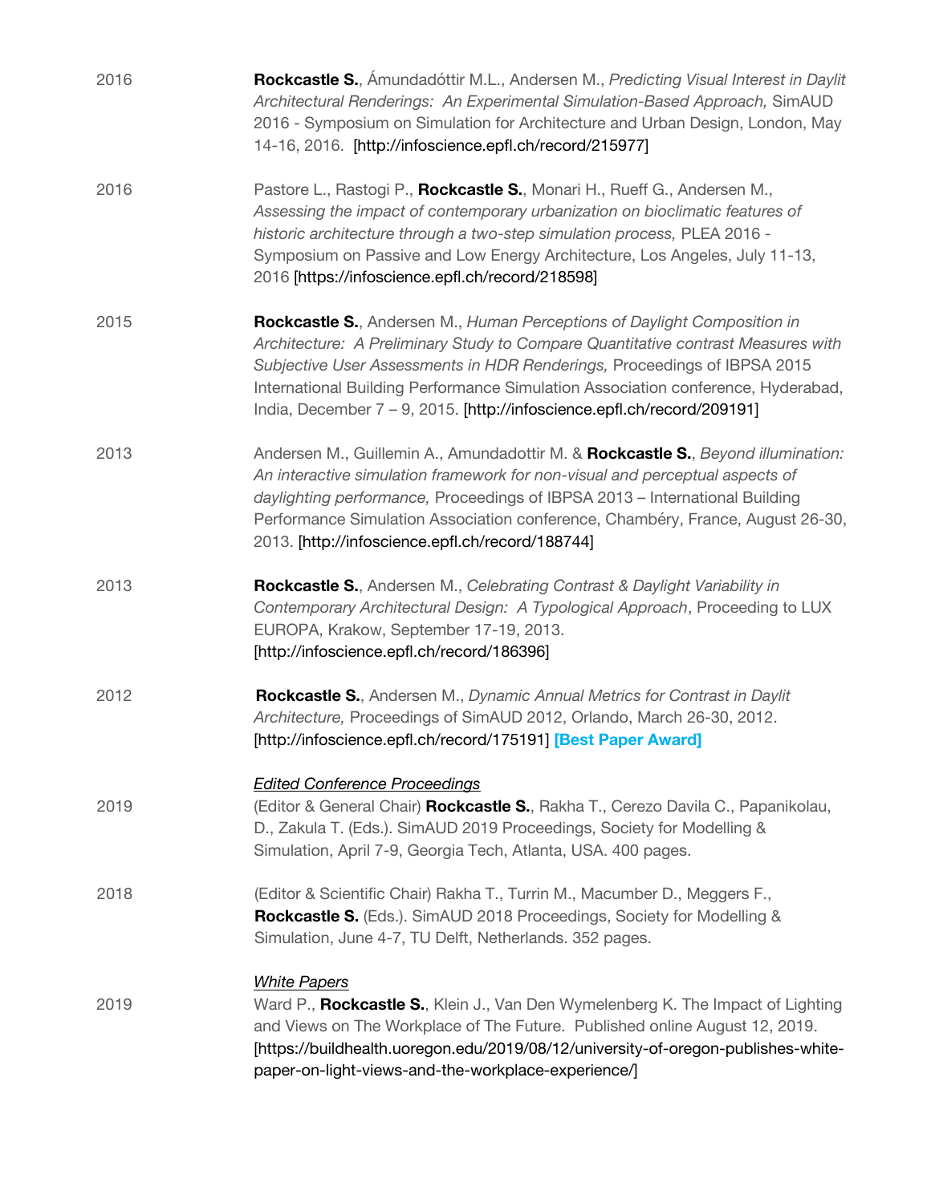2016 **Rockcastle S.**, Ámundadóttir M.L., Andersen M., *Predicting Visual Interest in Daylit Architectural Renderings: An Experimental Simulation-Based Approach,* SimAUD 2016 - Symposium on Simulation for Architecture and Urban Design, London, May 14-16, 2016. [http://infoscience.epfl.ch/record/215977]

2016 Pastore L., Rastogi P., **Rockcastle S.**, Monari H., Rueff G., Andersen M., *Assessing the impact of contemporary urbanization on bioclimatic features of historic architecture through a two-step simulation process,* PLEA 2016 - Symposium on Passive and Low Energy Architecture, Los Angeles, July 11-13, 2016 [https://infoscience.epfl.ch/record/218598]

2015 **Rockcastle S.**, Andersen M., *Human Perceptions of Daylight Composition in Architecture: A Preliminary Study to Compare Quantitative contrast Measures with Subjective User Assessments in HDR Renderings,* Proceedings of IBPSA 2015 International Building Performance Simulation Association conference, Hyderabad, India, December 7 – 9, 2015. [http://infoscience.epfl.ch/record/209191]

2013 Andersen M., Guillemin A., Amundadottir M. & **Rockcastle S.**, *Beyond illumination: An interactive simulation framework for non-visual and perceptual aspects of daylighting performance,* Proceedings of IBPSA 2013 – International Building Performance Simulation Association conference, Chambéry, France, August 26-30, 2013. [http://infoscience.epfl.ch/record/188744]

2013 **Rockcastle S.**, Andersen M., *Celebrating Contrast & Daylight Variability in Contemporary Architectural Design: A Typological Approach*, Proceeding to LUX EUROPA, Krakow, September 17-19, 2013. [http://infoscience.epfl.ch/record/186396]

2012 **Rockcastle S.**, Andersen M., *Dynamic Annual Metrics for Contrast in Daylit Architecture,* Proceedings of SimAUD 2012, Orlando, March 26-30, 2012. [http://infoscience.epfl.ch/record/175191] **[Best Paper Award]**

*Edited Conference Proceedings*

2019 (Editor & General Chair) **Rockcastle S.**, Rakha T., Cerezo Davila C., Papanikolau, D., Zakula T. (Eds.). SimAUD 2019 Proceedings, Society for Modelling & Simulation, April 7-9, Georgia Tech, Atlanta, USA. 400 pages.

2018 (Editor & Scientific Chair) Rakha T., Turrin M., Macumber D., Meggers F., **Rockcastle S.** (Eds.). SimAUD 2018 Proceedings, Society for Modelling & Simulation, June 4-7, TU Delft, Netherlands. 352 pages.

*White Papers*

2019 Ward P., **Rockcastle S.**, Klein J., Van Den Wymelenberg K. The Impact of Lighting and Views on The Workplace of The Future. Published online August 12, 2019. [https://buildhealth.uoregon.edu/2019/08/12/university-of-oregon-publishes-white-paper-on-light-views-and-the-workplace-experience/]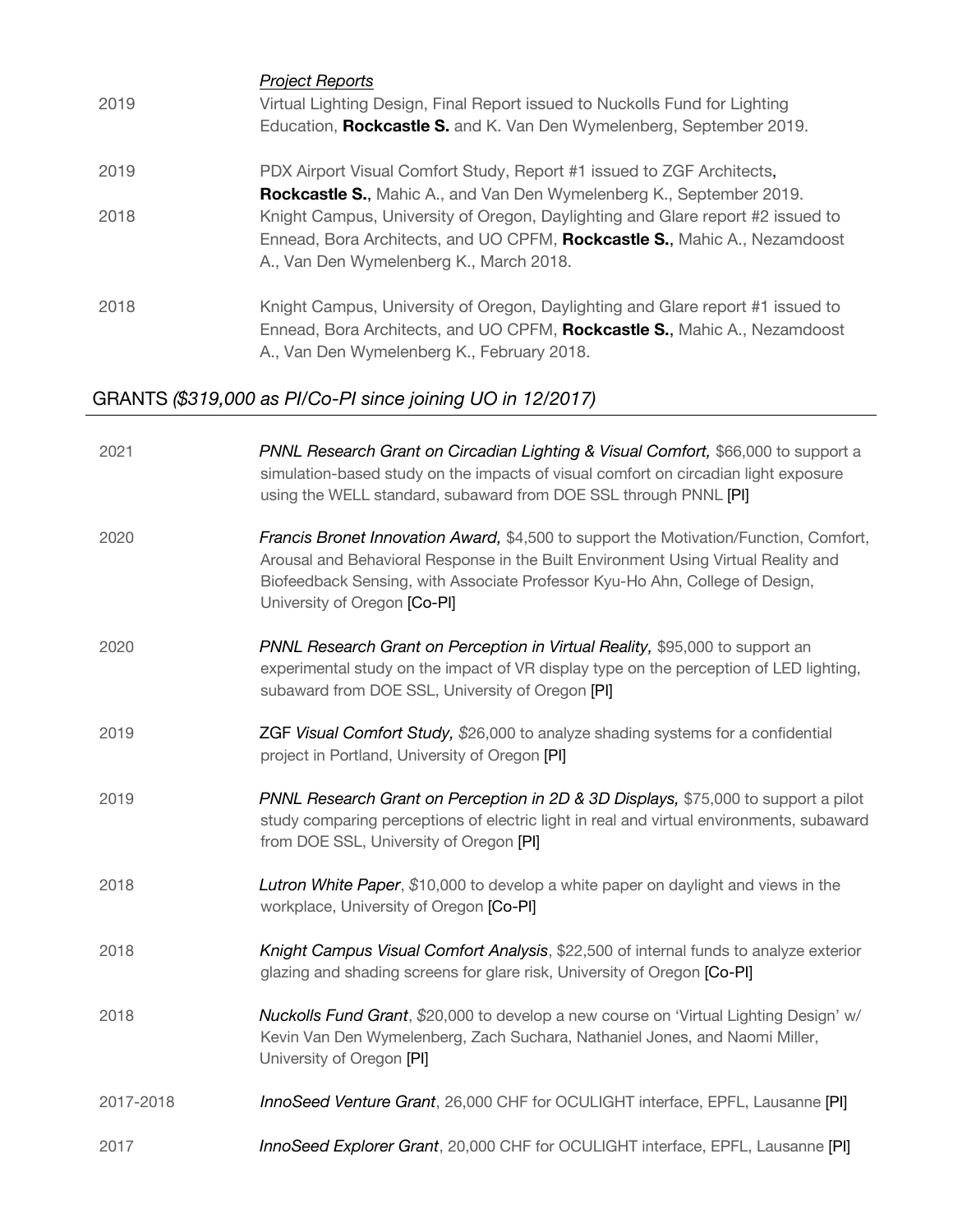*Project Reports*

2019 — Virtual Lighting Design, Final Report issued to Nuckolls Fund for Lighting Education, **Rockcastle S.** and K. Van Den Wymelenberg, September 2019.

2019 — PDX Airport Visual Comfort Study, Report #1 issued to ZGF Architects, **Rockcastle S.**, Mahic A., and Van Den Wymelenberg K., September 2019.

2018 — Knight Campus, University of Oregon, Daylighting and Glare report #2 issued to Ennead, Bora Architects, and UO CPFM, **Rockcastle S.**, Mahic A., Nezamdoost A., Van Den Wymelenberg K., March 2018.

2018 — Knight Campus, University of Oregon, Daylighting and Glare report #1 issued to Ennead, Bora Architects, and UO CPFM, **Rockcastle S.**, Mahic A., Nezamdoost A., Van Den Wymelenberg K., February 2018.

## GRANTS *($319,000 as PI/Co-PI since joining UO in 12/2017)*

2021 — *PNNL Research Grant on Circadian Lighting & Visual Comfort,* $66,000 to support a simulation-based study on the impacts of visual comfort on circadian light exposure using the WELL standard, subaward from DOE SSL through PNNL [PI]

2020 — *Francis Bronet Innovation Award,* $4,500 to support the Motivation/Function, Comfort, Arousal and Behavioral Response in the Built Environment Using Virtual Reality and Biofeedback Sensing, with Associate Professor Kyu-Ho Ahn, College of Design, University of Oregon [Co-PI]

2020 — *PNNL Research Grant on Perception in Virtual Reality,* $95,000 to support an experimental study on the impact of VR display type on the perception of LED lighting, subaward from DOE SSL, University of Oregon [PI]

2019 — ZGF *Visual Comfort Study,* $26,000 to analyze shading systems for a confidential project in Portland, University of Oregon [PI]

2019 — *PNNL Research Grant on Perception in 2D & 3D Displays,* $75,000 to support a pilot study comparing perceptions of electric light in real and virtual environments, subaward from DOE SSL, University of Oregon [PI]

2018 — *Lutron White Paper*, $10,000 to develop a white paper on daylight and views in the workplace, University of Oregon [Co-PI]

2018 — *Knight Campus Visual Comfort Analysis*, $22,500 of internal funds to analyze exterior glazing and shading screens for glare risk, University of Oregon [Co-PI]

2018 — *Nuckolls Fund Grant*, $20,000 to develop a new course on 'Virtual Lighting Design' w/ Kevin Van Den Wymelenberg, Zach Suchara, Nathaniel Jones, and Naomi Miller, University of Oregon [PI]

2017-2018 — *InnoSeed Venture Grant*, 26,000 CHF for OCULIGHT interface, EPFL, Lausanne [PI]

2017 — *InnoSeed Explorer Grant*, 20,000 CHF for OCULIGHT interface, EPFL, Lausanne [PI]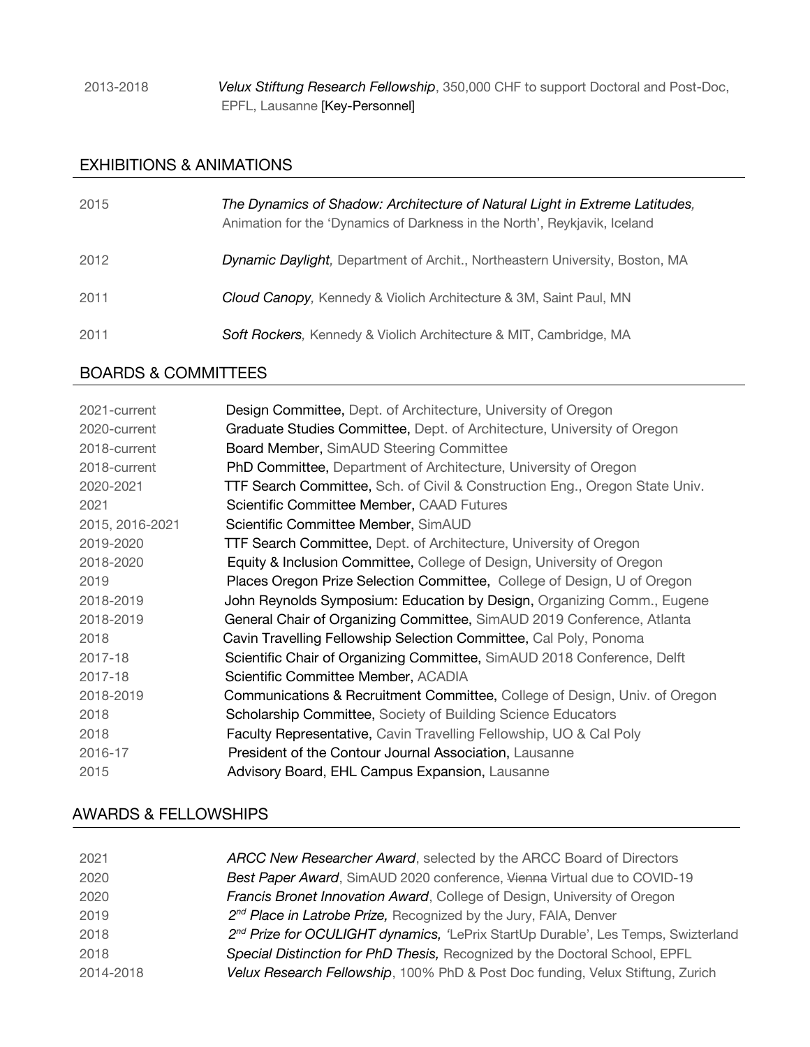| | |
|---|---|
| 2013-2018 | *Velux Stiftung Research Fellowship*, 350,000 CHF to support Doctoral and Post-Doc, EPFL, Lausanne [Key-Personnel] |

## EXHIBITIONS & ANIMATIONS

| | |
|---|---|
| 2015 | *The Dynamics of Shadow: Architecture of Natural Light in Extreme Latitudes,* Animation for the 'Dynamics of Darkness in the North', Reykjavik, Iceland |
| 2012 | *Dynamic Daylight,* Department of Archit., Northeastern University, Boston, MA |
| 2011 | *Cloud Canopy,* Kennedy & Violich Architecture & 3M, Saint Paul, MN |
| 2011 | *Soft Rockers,* Kennedy & Violich Architecture & MIT, Cambridge, MA |

## BOARDS & COMMITTEES

| | |
|---|---|
| 2021-current | Design Committee, Dept. of Architecture, University of Oregon |
| 2020-current | Graduate Studies Committee, Dept. of Architecture, University of Oregon |
| 2018-current | Board Member, SimAUD Steering Committee |
| 2018-current | PhD Committee, Department of Architecture, University of Oregon |
| 2020-2021 | TTF Search Committee, Sch. of Civil & Construction Eng., Oregon State Univ. |
| 2021 | Scientific Committee Member, CAAD Futures |
| 2015, 2016-2021 | Scientific Committee Member, SimAUD |
| 2019-2020 | TTF Search Committee, Dept. of Architecture, University of Oregon |
| 2018-2020 | Equity & Inclusion Committee, College of Design, University of Oregon |
| 2019 | Places Oregon Prize Selection Committee, College of Design, U of Oregon |
| 2018-2019 | John Reynolds Symposium: Education by Design, Organizing Comm., Eugene |
| 2018-2019 | General Chair of Organizing Committee, SimAUD 2019 Conference, Atlanta |
| 2018 | Cavin Travelling Fellowship Selection Committee, Cal Poly, Ponoma |
| 2017-18 | Scientific Chair of Organizing Committee, SimAUD 2018 Conference, Delft |
| 2017-18 | Scientific Committee Member, ACADIA |
| 2018-2019 | Communications & Recruitment Committee, College of Design, Univ. of Oregon |
| 2018 | Scholarship Committee, Society of Building Science Educators |
| 2018 | Faculty Representative, Cavin Travelling Fellowship, UO & Cal Poly |
| 2016-17 | President of the Contour Journal Association, Lausanne |
| 2015 | Advisory Board, EHL Campus Expansion, Lausanne |

## AWARDS & FELLOWSHIPS

| | |
|---|---|
| 2021 | *ARCC New Researcher Award*, selected by the ARCC Board of Directors |
| 2020 | *Best Paper Award*, SimAUD 2020 conference, ~~Vienna~~ Virtual due to COVID-19 |
| 2020 | *Francis Bronet Innovation Award*, College of Design, University of Oregon |
| 2019 | *2nd Place in Latrobe Prize,* Recognized by the Jury, FAIA, Denver |
| 2018 | *2nd Prize for OCULIGHT dynamics,* 'LePrix StartUp Durable', Les Temps, Swizterland |
| 2018 | *Special Distinction for PhD Thesis,* Recognized by the Doctoral School, EPFL |
| 2014-2018 | *Velux Research Fellowship*, 100% PhD & Post Doc funding, Velux Stiftung, Zurich |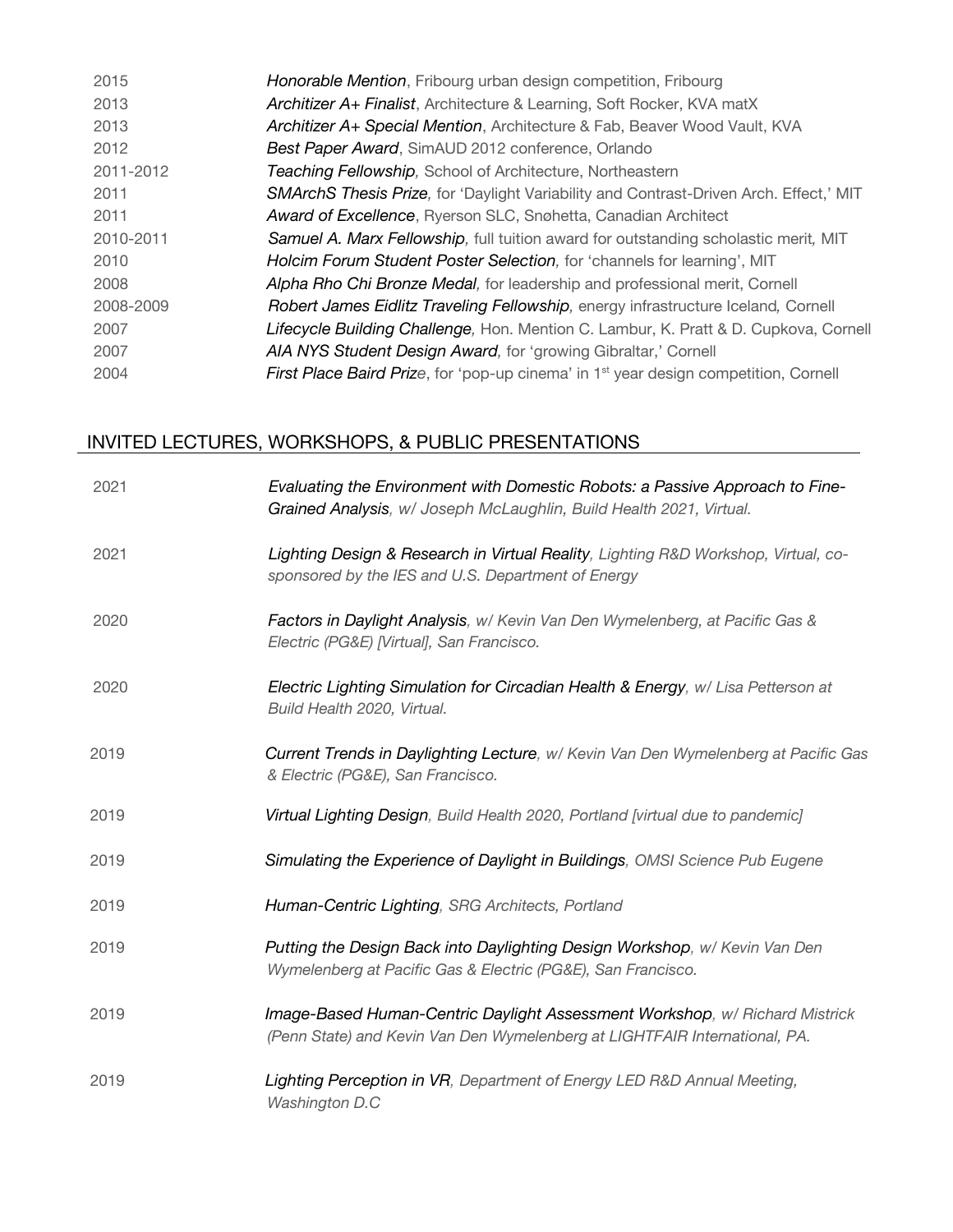| | |
|---|---|
| 2015 | ***Honorable Mention***, Fribourg urban design competition, Fribourg |
| 2013 | ***Architizer A+ Finalist***, Architecture & Learning, Soft Rocker, KVA matX |
| 2013 | ***Architizer A+ Special Mention***, Architecture & Fab, Beaver Wood Vault, KVA |
| 2012 | ***Best Paper Award***, SimAUD 2012 conference, Orlando |
| 2011-2012 | ***Teaching Fellowship,*** School of Architecture, Northeastern |
| 2011 | ***SMArchS Thesis Prize,*** for 'Daylight Variability and Contrast-Driven Arch. Effect,' MIT |
| 2011 | ***Award of Excellence***, Ryerson SLC, Snøhetta, Canadian Architect |
| 2010-2011 | ***Samuel A. Marx Fellowship,*** full tuition award for outstanding scholastic merit, MIT |
| 2010 | ***Holcim Forum Student Poster Selection,*** for 'channels for learning', MIT |
| 2008 | ***Alpha Rho Chi Bronze Medal,*** for leadership and professional merit, Cornell |
| 2008-2009 | ***Robert James Eidlitz Traveling Fellowship,*** energy infrastructure Iceland, Cornell |
| 2007 | ***Lifecycle Building Challenge,*** Hon. Mention C. Lambur, K. Pratt & D. Cupkova, Cornell |
| 2007 | ***AIA NYS Student Design Award,*** for 'growing Gibraltar,' Cornell |
| 2004 | ***First Place Baird Prize***, for 'pop-up cinema' in 1st year design competition, Cornell |

## INVITED LECTURES, WORKSHOPS, & PUBLIC PRESENTATIONS

| | |
|---|---|
| 2021 | ***Evaluating the Environment with Domestic Robots: a Passive Approach to Fine-Grained Analysis****, w/ Joseph McLaughlin, Build Health 2021, Virtual.* |
| 2021 | ***Lighting Design & Research in Virtual Reality****, Lighting R&D Workshop, Virtual, co-sponsored by the IES and U.S. Department of Energy* |
| 2020 | ***Factors in Daylight Analysis****, w/ Kevin Van Den Wymelenberg, at Pacific Gas & Electric (PG&E) [Virtual], San Francisco.* |
| 2020 | ***Electric Lighting Simulation for Circadian Health & Energy****, w/ Lisa Petterson at Build Health 2020, Virtual.* |
| 2019 | ***Current Trends in Daylighting Lecture****, w/ Kevin Van Den Wymelenberg at Pacific Gas & Electric (PG&E), San Francisco.* |
| 2019 | ***Virtual Lighting Design****, Build Health 2020, Portland [virtual due to pandemic]* |
| 2019 | ***Simulating the Experience of Daylight in Buildings****, OMSI Science Pub Eugene* |
| 2019 | ***Human-Centric Lighting****, SRG Architects, Portland* |
| 2019 | ***Putting the Design Back into Daylighting Design Workshop****, w/ Kevin Van Den Wymelenberg at Pacific Gas & Electric (PG&E), San Francisco.* |
| 2019 | ***Image-Based Human-Centric Daylight Assessment Workshop****, w/ Richard Mistrick (Penn State) and Kevin Van Den Wymelenberg at LIGHTFAIR International, PA.* |
| 2019 | ***Lighting Perception in VR****, Department of Energy LED R&D Annual Meeting, Washington D.C* |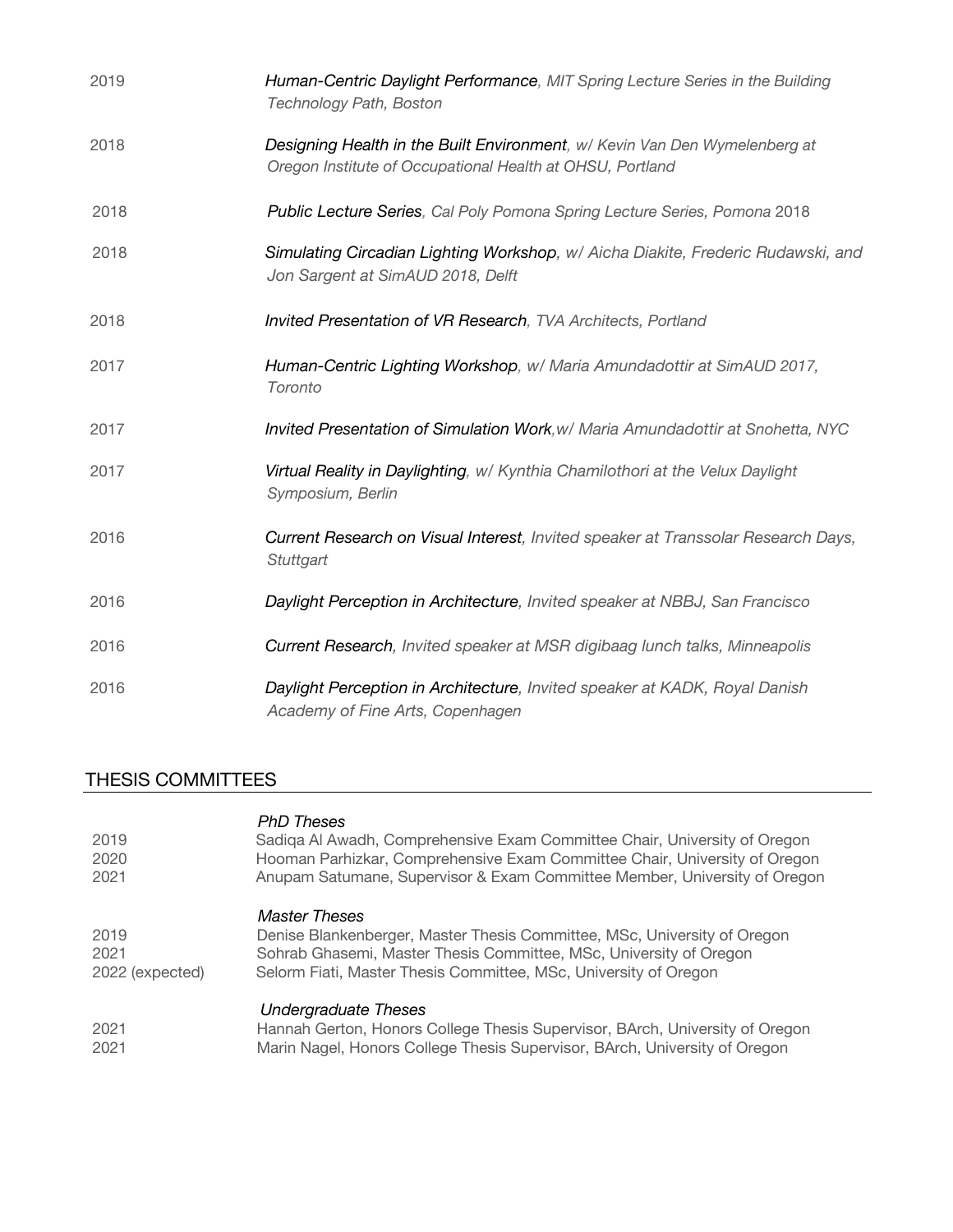| | |
|---|---|
| 2019 | ***Human-Centric Daylight Performance**, MIT Spring Lecture Series in the Building Technology Path, Boston* |
| 2018 | ***Designing Health in the Built Environment**, w/ Kevin Van Den Wymelenberg at Oregon Institute of Occupational Health at OHSU, Portland* |
| 2018 | ***Public Lecture Series**, Cal Poly Pomona Spring Lecture Series, Pomona* 2018 |
| 2018 | ***Simulating Circadian Lighting Workshop**, w/ Aicha Diakite, Frederic Rudawski, and Jon Sargent at SimAUD 2018, Delft* |
| 2018 | ***Invited Presentation of VR Research**, TVA Architects, Portland* |
| 2017 | ***Human-Centric Lighting Workshop**, w/ Maria Amundadottir at SimAUD 2017, Toronto* |
| 2017 | ***Invited Presentation of Simulation Work**,w/ Maria Amundadottir at Snohetta, NYC* |
| 2017 | ***Virtual Reality in Daylighting**, w/ Kynthia Chamilothori at the Velux Daylight Symposium, Berlin* |
| 2016 | ***Current Research on Visual Interest**, Invited speaker at Transsolar Research Days, Stuttgart* |
| 2016 | ***Daylight Perception in Architecture**, Invited speaker at NBBJ, San Francisco* |
| 2016 | ***Current Research**, Invited speaker at MSR digibaag lunch talks, Minneapolis* |
| 2016 | ***Daylight Perception in Architecture**, Invited speaker at KADK, Royal Danish Academy of Fine Arts, Copenhagen* |

## THESIS COMMITTEES

*PhD Theses*

| | |
|---|---|
| 2019 | Sadiqa Al Awadh, Comprehensive Exam Committee Chair, University of Oregon |
| 2020 | Hooman Parhizkar, Comprehensive Exam Committee Chair, University of Oregon |
| 2021 | Anupam Satumane, Supervisor & Exam Committee Member, University of Oregon |

*Master Theses*

| | |
|---|---|
| 2019 | Denise Blankenberger, Master Thesis Committee, MSc, University of Oregon |
| 2021 | Sohrab Ghasemi, Master Thesis Committee, MSc, University of Oregon |
| 2022 (expected) | Selorm Fiati, Master Thesis Committee, MSc, University of Oregon |

*Undergraduate Theses*

| | |
|---|---|
| 2021 | Hannah Gerton, Honors College Thesis Supervisor, BArch, University of Oregon |
| 2021 | Marin Nagel, Honors College Thesis Supervisor, BArch, University of Oregon |